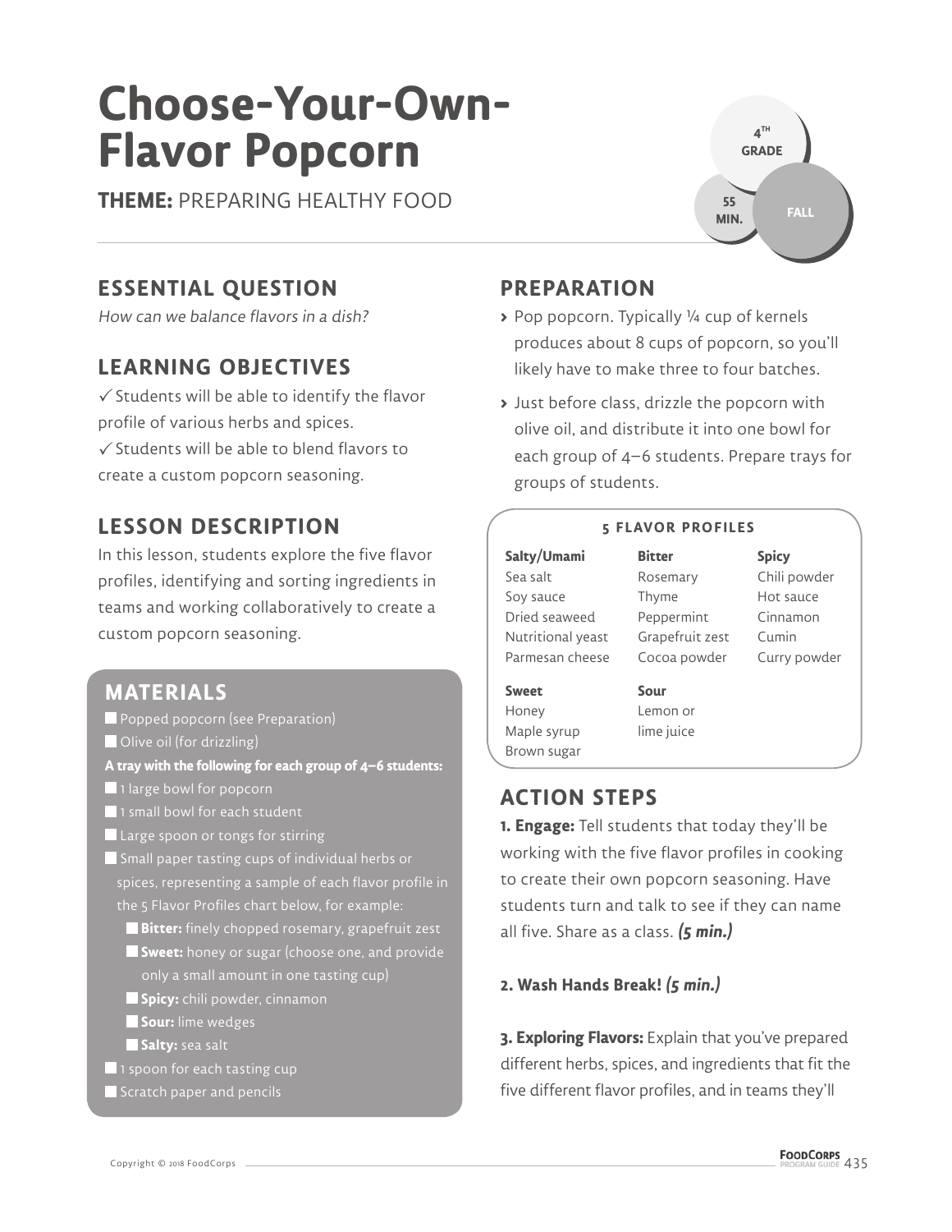# Choose-Your-Own-Flavor Popcorn

**THEME:** PREPARING HEALTHY FOOD

4TH GRADE | 55 MIN. | FALL

## ESSENTIAL QUESTION

*How can we balance flavors in a dish?*

## LEARNING OBJECTIVES

✓ Students will be able to identify the flavor profile of various herbs and spices.
✓ Students will be able to blend flavors to create a custom popcorn seasoning.

## LESSON DESCRIPTION

In this lesson, students explore the five flavor profiles, identifying and sorting ingredients in teams and working collaboratively to create a custom popcorn seasoning.

## MATERIALS

- Popped popcorn (see Preparation)
- Olive oil (for drizzling)

**A tray with the following for each group of 4–6 students:**

- 1 large bowl for popcorn
- 1 small bowl for each student
- Large spoon or tongs for stirring
- Small paper tasting cups of individual herbs or spices, representing a sample of each flavor profile in the 5 Flavor Profiles chart below, for example:
  - **Bitter:** finely chopped rosemary, grapefruit zest
  - **Sweet:** honey or sugar (choose one, and provide only a small amount in one tasting cup)
  - **Spicy:** chili powder, cinnamon
  - **Sour:** lime wedges
  - **Salty:** sea salt
- 1 spoon for each tasting cup
- Scratch paper and pencils

## PREPARATION

- Pop popcorn. Typically ¼ cup of kernels produces about 8 cups of popcorn, so you'll likely have to make three to four batches.
- Just before class, drizzle the popcorn with olive oil, and distribute it into one bowl for each group of 4–6 students. Prepare trays for groups of students.

**5 FLAVOR PROFILES**

| Salty/Umami | Bitter | Spicy |
|---|---|---|
| Sea salt | Rosemary | Chili powder |
| Soy sauce | Thyme | Hot sauce |
| Dried seaweed | Peppermint | Cinnamon |
| Nutritional yeast | Grapefruit zest | Cumin |
| Parmesan cheese | Cocoa powder | Curry powder |

| Sweet | Sour |
|---|---|
| Honey | Lemon or lime juice |
| Maple syrup | |
| Brown sugar | |

## ACTION STEPS

**1. Engage:** Tell students that today they'll be working with the five flavor profiles in cooking to create their own popcorn seasoning. Have students turn and talk to see if they can name all five. Share as a class. ***(5 min.)***

**2. Wash Hands Break!** ***(5 min.)***

**3. Exploring Flavors:** Explain that you've prepared different herbs, spices, and ingredients that fit the five different flavor profiles, and in teams they'll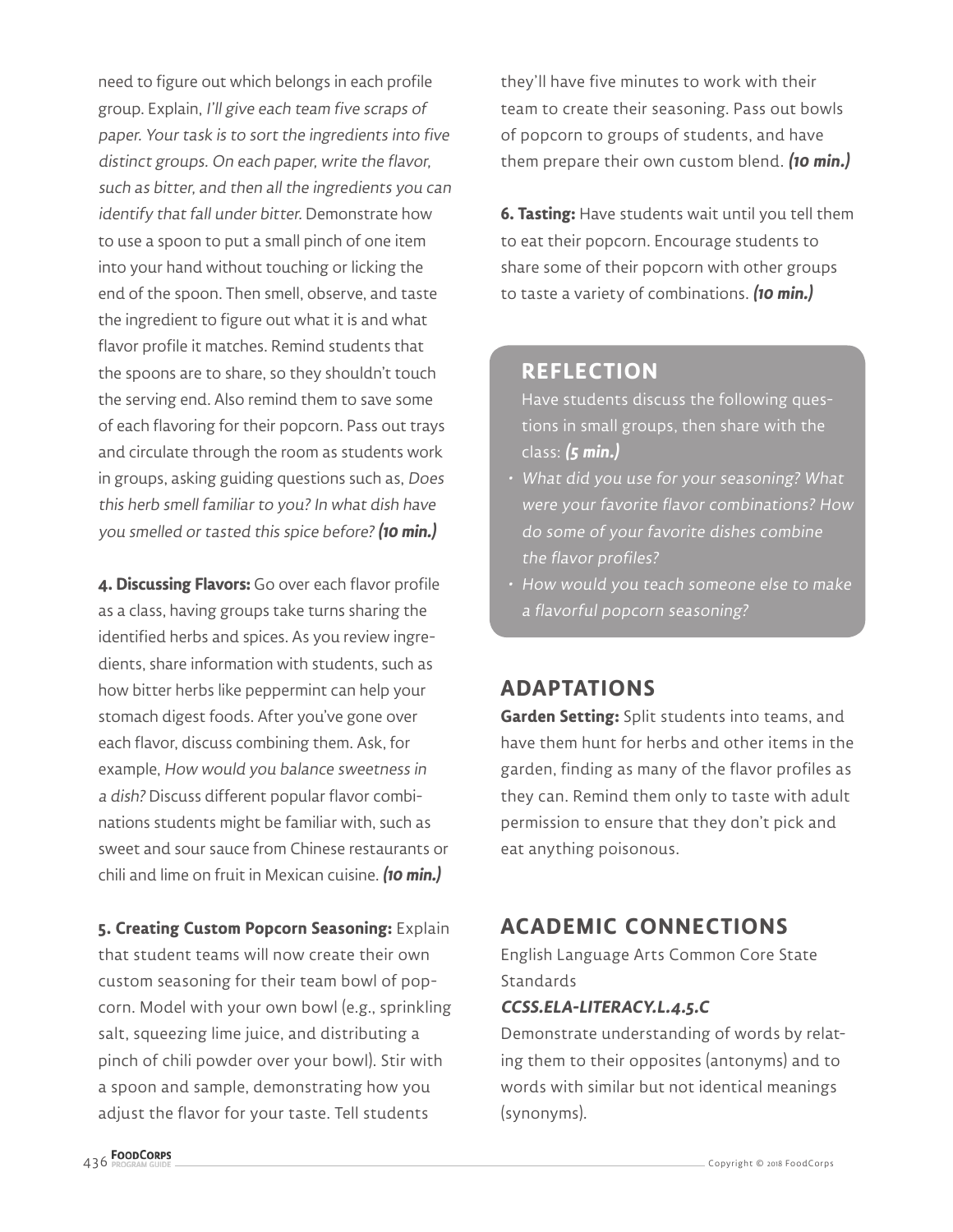need to figure out which belongs in each profile group. Explain, *I'll give each team five scraps of paper. Your task is to sort the ingredients into five distinct groups. On each paper, write the flavor, such as bitter, and then all the ingredients you can identify that fall under bitter.* Demonstrate how to use a spoon to put a small pinch of one item into your hand without touching or licking the end of the spoon. Then smell, observe, and taste the ingredient to figure out what it is and what flavor profile it matches. Remind students that the spoons are to share, so they shouldn't touch the serving end. Also remind them to save some of each flavoring for their popcorn. Pass out trays and circulate through the room as students work in groups, asking guiding questions such as, *Does this herb smell familiar to you? In what dish have you smelled or tasted this spice before?* ***(10 min.)***

**4. Discussing Flavors:** Go over each flavor profile as a class, having groups take turns sharing the identified herbs and spices. As you review ingredients, share information with students, such as how bitter herbs like peppermint can help your stomach digest foods. After you've gone over each flavor, discuss combining them. Ask, for example, *How would you balance sweetness in a dish?* Discuss different popular flavor combinations students might be familiar with, such as sweet and sour sauce from Chinese restaurants or chili and lime on fruit in Mexican cuisine. ***(10 min.)***

**5. Creating Custom Popcorn Seasoning:** Explain that student teams will now create their own custom seasoning for their team bowl of popcorn. Model with your own bowl (e.g., sprinkling salt, squeezing lime juice, and distributing a pinch of chili powder over your bowl). Stir with a spoon and sample, demonstrating how you adjust the flavor for your taste. Tell students they'll have five minutes to work with their team to create their seasoning. Pass out bowls of popcorn to groups of students, and have them prepare their own custom blend. ***(10 min.)***

**6. Tasting:** Have students wait until you tell them to eat their popcorn. Encourage students to share some of their popcorn with other groups to taste a variety of combinations. ***(10 min.)***

## REFLECTION

Have students discuss the following questions in small groups, then share with the class: ***(5 min.)***

- *What did you use for your seasoning? What were your favorite flavor combinations? How do some of your favorite dishes combine the flavor profiles?*
- *How would you teach someone else to make a flavorful popcorn seasoning?*

## ADAPTATIONS

**Garden Setting:** Split students into teams, and have them hunt for herbs and other items in the garden, finding as many of the flavor profiles as they can. Remind them only to taste with adult permission to ensure that they don't pick and eat anything poisonous.

## ACADEMIC CONNECTIONS

English Language Arts Common Core State Standards

***CCSS.ELA-LITERACY.L.4.5.C***

Demonstrate understanding of words by relating them to their opposites (antonyms) and to words with similar but not identical meanings (synonyms).